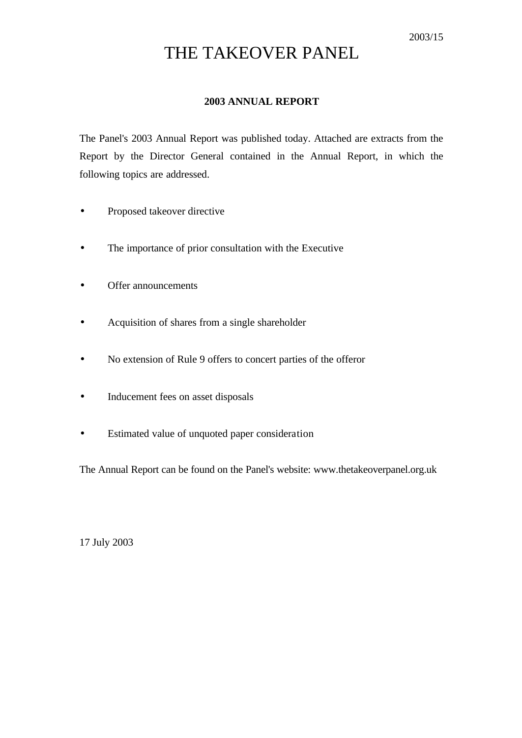2003/15

# THE TAKEOVER PANEL

## 2003 ANNUAL REPORT

The Panel's 2003 Annual Report was published today. Attached are extracts from the Report by the Director General contained in the Annual Report, in which the following topics are addressed.

- Proposed takeover directive
- The importance of prior consultation with the Executive
- Offer announcements
- Acquisition of shares from a single shareholder
- No extension of Rule 9 offers to concert parties of the offeror
- Inducement fees on asset disposals
- Estimated value of unquoted paper consideration

The Annual Report can be found on the Panel's website: www.thetakeoverpanel.org.uk

17 July 2003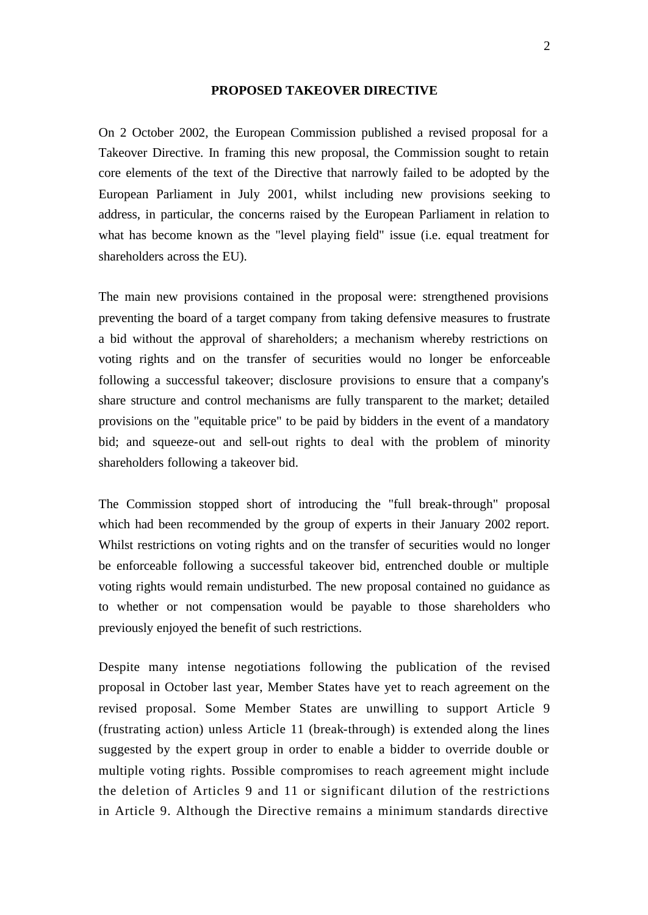# PROPOSED TAKEOVER DIRECTIVE

On 2 October 2002, the European Commission published a revised proposal for a Takeover Directive. In framing this new proposal, the Commission sought to retain core elements of the text of the Directive that narrowly failed to be adopted by the European Parliament in July 2001, whilst including new provisions seeking to address, in particular, the concerns raised by the European Parliament in relation to what has become known as the "level playing field" issue (i.e. equal treatment for shareholders across the EU).

The main new provisions contained in the proposal were: strengthened provisions preventing the board of a target company from taking defensive measures to frustrate a bid without the approval of shareholders; a mechanism whereby restrictions on voting rights and on the transfer of securities would no longer be enforceable following a successful takeover; disclosure provisions to ensure that a company's share structure and control mechanisms are fully transparent to the market; detailed provisions on the "equitable price" to be paid by bidders in the event of a mandatory bid; and squeeze-out and sell-out rights to deal with the problem of minority shareholders following a takeover bid.

The Commission stopped short of introducing the "full break-through" proposal which had been recommended by the group of experts in their January 2002 report. Whilst restrictions on voting rights and on the transfer of securities would no longer be enforceable following a successful takeover bid, entrenched double or multiple voting rights would remain undisturbed. The new proposal contained no guidance as to whether or not compensation would be payable to those shareholders who previously enjoyed the benefit of such restrictions.

Despite many intense negotiations following the publication of the revised proposal in October last year, Member States have yet to reach agreement on the revised proposal. Some Member States are unwilling to support Article 9 (frustrating action) unless Article 11 (break-through) is extended along the lines suggested by the expert group in order to enable a bidder to override double or multiple voting rights. Possible compromises to reach agreement might include the deletion of Articles 9 and 11 or significant dilution of the restrictions in Article 9. Although the Directive remains a minimum standards directive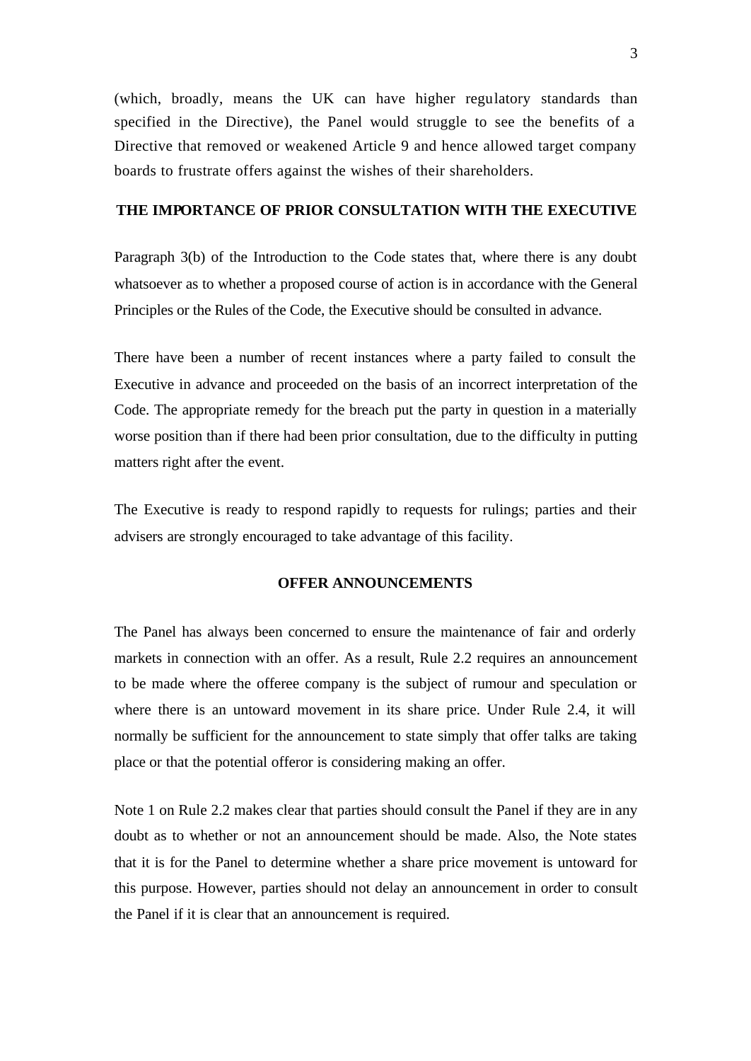(which, broadly, means the UK can have higher regulatory standards than specified in the Directive), the Panel would struggle to see the benefits of a Directive that removed or weakened Article 9 and hence allowed target company boards to frustrate offers against the wishes of their shareholders.

## THE IMPORTANCE OF PRIOR CONSULTATION WITH THE EXECUTIVE

Paragraph 3(b) of the Introduction to the Code states that, where there is any doubt whatsoever as to whether a proposed course of action is in accordance with the General Principles or the Rules of the Code, the Executive should be consulted in advance.

There have been a number of recent instances where a party failed to consult the Executive in advance and proceeded on the basis of an incorrect interpretation of the Code. The appropriate remedy for the breach put the party in question in a materially worse position than if there had been prior consultation, due to the difficulty in putting matters right after the event.

The Executive is ready to respond rapidly to requests for rulings; parties and their advisers are strongly encouraged to take advantage of this facility.

## OFFER ANNOUNCEMENTS

The Panel has always been concerned to ensure the maintenance of fair and orderly markets in connection with an offer. As a result, Rule 2.2 requires an announcement to be made where the offeree company is the subject of rumour and speculation or where there is an untoward movement in its share price. Under Rule 2.4, it will normally be sufficient for the announcement to state simply that offer talks are taking place or that the potential offeror is considering making an offer.

Note 1 on Rule 2.2 makes clear that parties should consult the Panel if they are in any doubt as to whether or not an announcement should be made. Also, the Note states that it is for the Panel to determine whether a share price movement is untoward for this purpose. However, parties should not delay an announcement in order to consult the Panel if it is clear that an announcement is required.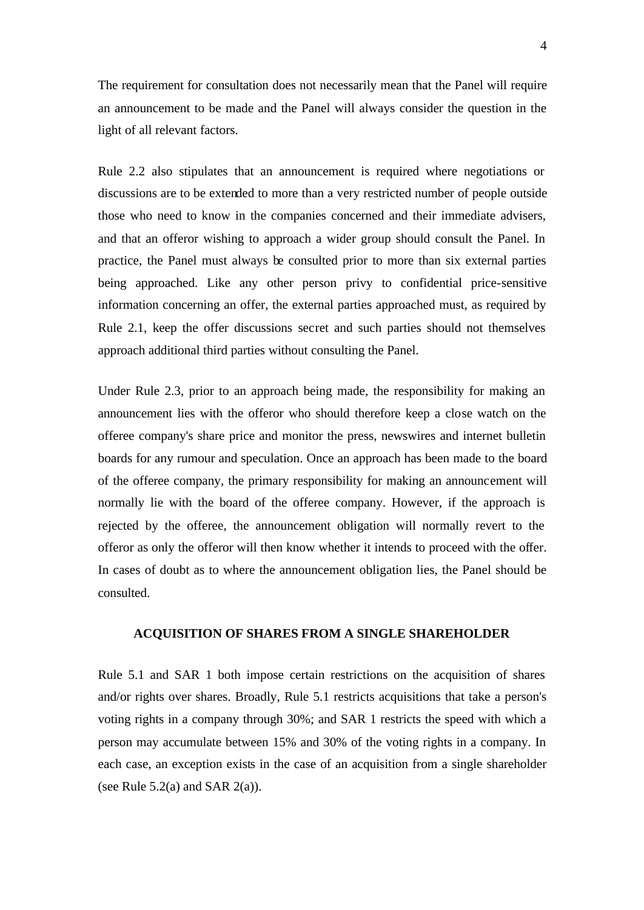The requirement for consultation does not necessarily mean that the Panel will require an announcement to be made and the Panel will always consider the question in the light of all relevant factors.

Rule 2.2 also stipulates that an announcement is required where negotiations or discussions are to be extended to more than a very restricted number of people outside those who need to know in the companies concerned and their immediate advisers, and that an offeror wishing to approach a wider group should consult the Panel. In practice, the Panel must always be consulted prior to more than six external parties being approached. Like any other person privy to confidential price-sensitive information concerning an offer, the external parties approached must, as required by Rule 2.1, keep the offer discussions secret and such parties should not themselves approach additional third parties without consulting the Panel.

Under Rule 2.3, prior to an approach being made, the responsibility for making an announcement lies with the offeror who should therefore keep a close watch on the offeree company's share price and monitor the press, newswires and internet bulletin boards for any rumour and speculation. Once an approach has been made to the board of the offeree company, the primary responsibility for making an announcement will normally lie with the board of the offeree company. However, if the approach is rejected by the offeree, the announcement obligation will normally revert to the offeror as only the offeror will then know whether it intends to proceed with the offer. In cases of doubt as to where the announcement obligation lies, the Panel should be consulted.

## ACQUISITION OF SHARES FROM A SINGLE SHAREHOLDER

Rule 5.1 and SAR 1 both impose certain restrictions on the acquisition of shares and/or rights over shares. Broadly, Rule 5.1 restricts acquisitions that take a person's voting rights in a company through 30%; and SAR 1 restricts the speed with which a person may accumulate between 15% and 30% of the voting rights in a company. In each case, an exception exists in the case of an acquisition from a single shareholder (see Rule 5.2(a) and SAR 2(a)).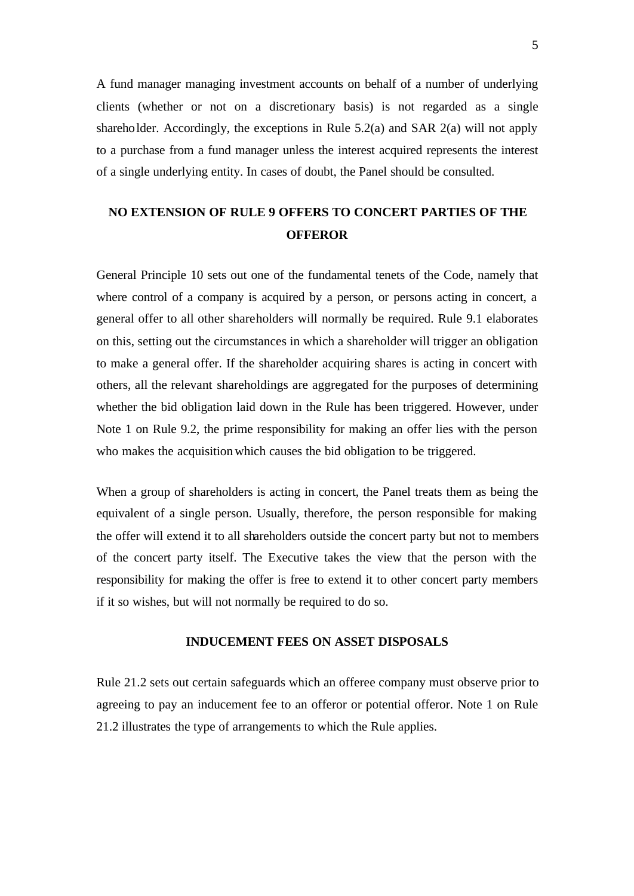A fund manager managing investment accounts on behalf of a number of underlying clients (whether or not on a discretionary basis) is not regarded as a single shareholder. Accordingly, the exceptions in Rule 5.2(a) and SAR 2(a) will not apply to a purchase from a fund manager unless the interest acquired represents the interest of a single underlying entity. In cases of doubt, the Panel should be consulted.

## NO EXTENSION OF RULE 9 OFFERS TO CONCERT PARTIES OF THE OFFEROR

General Principle 10 sets out one of the fundamental tenets of the Code, namely that where control of a company is acquired by a person, or persons acting in concert, a general offer to all other shareholders will normally be required. Rule 9.1 elaborates on this, setting out the circumstances in which a shareholder will trigger an obligation to make a general offer. If the shareholder acquiring shares is acting in concert with others, all the relevant shareholdings are aggregated for the purposes of determining whether the bid obligation laid down in the Rule has been triggered. However, under Note 1 on Rule 9.2, the prime responsibility for making an offer lies with the person who makes the acquisition which causes the bid obligation to be triggered.

When a group of shareholders is acting in concert, the Panel treats them as being the equivalent of a single person. Usually, therefore, the person responsible for making the offer will extend it to all shareholders outside the concert party but not to members of the concert party itself. The Executive takes the view that the person with the responsibility for making the offer is free to extend it to other concert party members if it so wishes, but will not normally be required to do so.

## INDUCEMENT FEES ON ASSET DISPOSALS

Rule 21.2 sets out certain safeguards which an offeree company must observe prior to agreeing to pay an inducement fee to an offeror or potential offeror. Note 1 on Rule 21.2 illustrates the type of arrangements to which the Rule applies.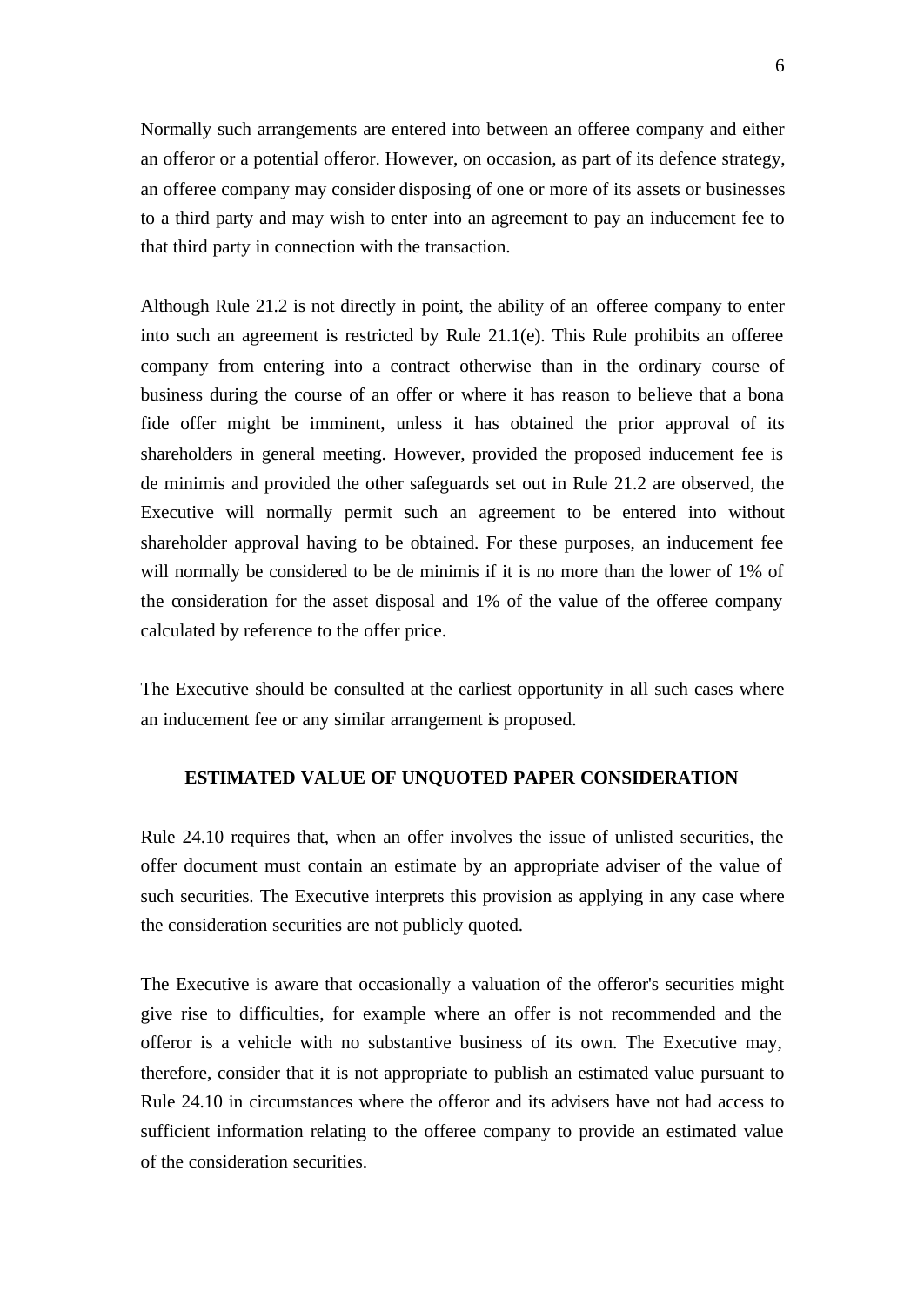Normally such arrangements are entered into between an offeree company and either an offeror or a potential offeror. However, on occasion, as part of its defence strategy, an offeree company may consider disposing of one or more of its assets or businesses to a third party and may wish to enter into an agreement to pay an inducement fee to that third party in connection with the transaction.

Although Rule 21.2 is not directly in point, the ability of an offeree company to enter into such an agreement is restricted by Rule 21.1(e). This Rule prohibits an offeree company from entering into a contract otherwise than in the ordinary course of business during the course of an offer or where it has reason to believe that a bona fide offer might be imminent, unless it has obtained the prior approval of its shareholders in general meeting. However, provided the proposed inducement fee is de minimis and provided the other safeguards set out in Rule 21.2 are observed, the Executive will normally permit such an agreement to be entered into without shareholder approval having to be obtained. For these purposes, an inducement fee will normally be considered to be de minimis if it is no more than the lower of 1% of the consideration for the asset disposal and 1% of the value of the offeree company calculated by reference to the offer price.

The Executive should be consulted at the earliest opportunity in all such cases where an inducement fee or any similar arrangement is proposed.

## ESTIMATED VALUE OF UNQUOTED PAPER CONSIDERATION

Rule 24.10 requires that, when an offer involves the issue of unlisted securities, the offer document must contain an estimate by an appropriate adviser of the value of such securities. The Executive interprets this provision as applying in any case where the consideration securities are not publicly quoted.

The Executive is aware that occasionally a valuation of the offeror's securities might give rise to difficulties, for example where an offer is not recommended and the offeror is a vehicle with no substantive business of its own. The Executive may, therefore, consider that it is not appropriate to publish an estimated value pursuant to Rule 24.10 in circumstances where the offeror and its advisers have not had access to sufficient information relating to the offeree company to provide an estimated value of the consideration securities.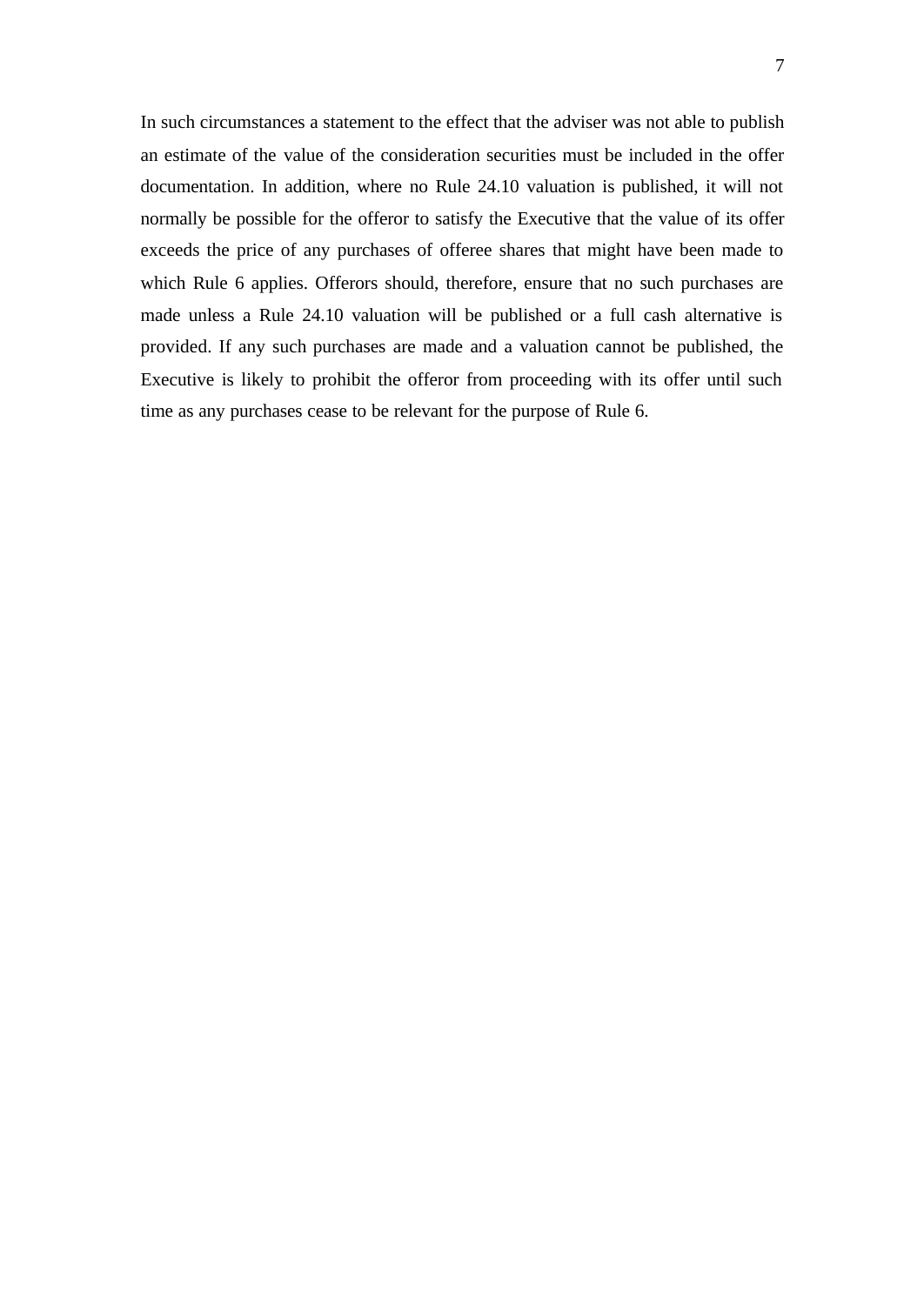In such circumstances a statement to the effect that the adviser was not able to publish an estimate of the value of the consideration securities must be included in the offer documentation. In addition, where no Rule 24.10 valuation is published, it will not normally be possible for the offeror to satisfy the Executive that the value of its offer exceeds the price of any purchases of offeree shares that might have been made to which Rule 6 applies. Offerors should, therefore, ensure that no such purchases are made unless a Rule 24.10 valuation will be published or a full cash alternative is provided. If any such purchases are made and a valuation cannot be published, the Executive is likely to prohibit the offeror from proceeding with its offer until such time as any purchases cease to be relevant for the purpose of Rule 6.